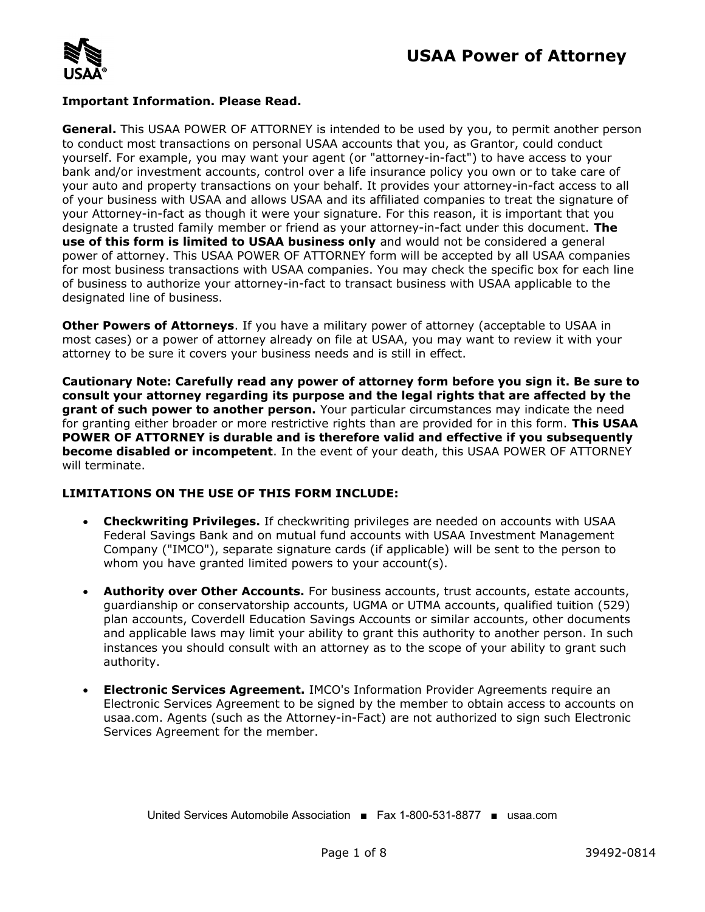# USAA Power of Attorney

**Important Information. Please Read.**

**General.** This USAA POWER OF ATTORNEY is intended to be used by you, to permit another person to conduct most transactions on personal USAA accounts that you, as Grantor, could conduct yourself. For example, you may want your agent (or "attorney-in-fact") to have access to your bank and/or investment accounts, control over a life insurance policy you own or to take care of your auto and property transactions on your behalf. It provides your attorney-in-fact access to all of your business with USAA and allows USAA and its affiliated companies to treat the signature of your Attorney-in-fact as though it were your signature. For this reason, it is important that you designate a trusted family member or friend as your attorney-in-fact under this document. **The use of this form is limited to USAA business only** and would not be considered a general power of attorney. This USAA POWER OF ATTORNEY form will be accepted by all USAA companies for most business transactions with USAA companies. You may check the specific box for each line of business to authorize your attorney-in-fact to transact business with USAA applicable to the designated line of business.

**Other Powers of Attorneys**. If you have a military power of attorney (acceptable to USAA in most cases) or a power of attorney already on file at USAA, you may want to review it with your attorney to be sure it covers your business needs and is still in effect.

**Cautionary Note: Carefully read any power of attorney form before you sign it. Be sure to consult your attorney regarding its purpose and the legal rights that are affected by the grant of such power to another person.** Your particular circumstances may indicate the need for granting either broader or more restrictive rights than are provided for in this form. **This USAA POWER OF ATTORNEY is durable and is therefore valid and effective if you subsequently become disabled or incompetent**. In the event of your death, this USAA POWER OF ATTORNEY will terminate.

**LIMITATIONS ON THE USE OF THIS FORM INCLUDE:**

- **Checkwriting Privileges.** If checkwriting privileges are needed on accounts with USAA Federal Savings Bank and on mutual fund accounts with USAA Investment Management Company ("IMCO"), separate signature cards (if applicable) will be sent to the person to whom you have granted limited powers to your account(s).

- **Authority over Other Accounts.** For business accounts, trust accounts, estate accounts, guardianship or conservatorship accounts, UGMA or UTMA accounts, qualified tuition (529) plan accounts, Coverdell Education Savings Accounts or similar accounts, other documents and applicable laws may limit your ability to grant this authority to another person. In such instances you should consult with an attorney as to the scope of your ability to grant such authority.

- **Electronic Services Agreement.** IMCO's Information Provider Agreements require an Electronic Services Agreement to be signed by the member to obtain access to accounts on usaa.com. Agents (such as the Attorney-in-Fact) are not authorized to sign such Electronic Services Agreement for the member.

United Services Automobile Association ■ Fax 1-800-531-8877 ■ usaa.com

39492-0814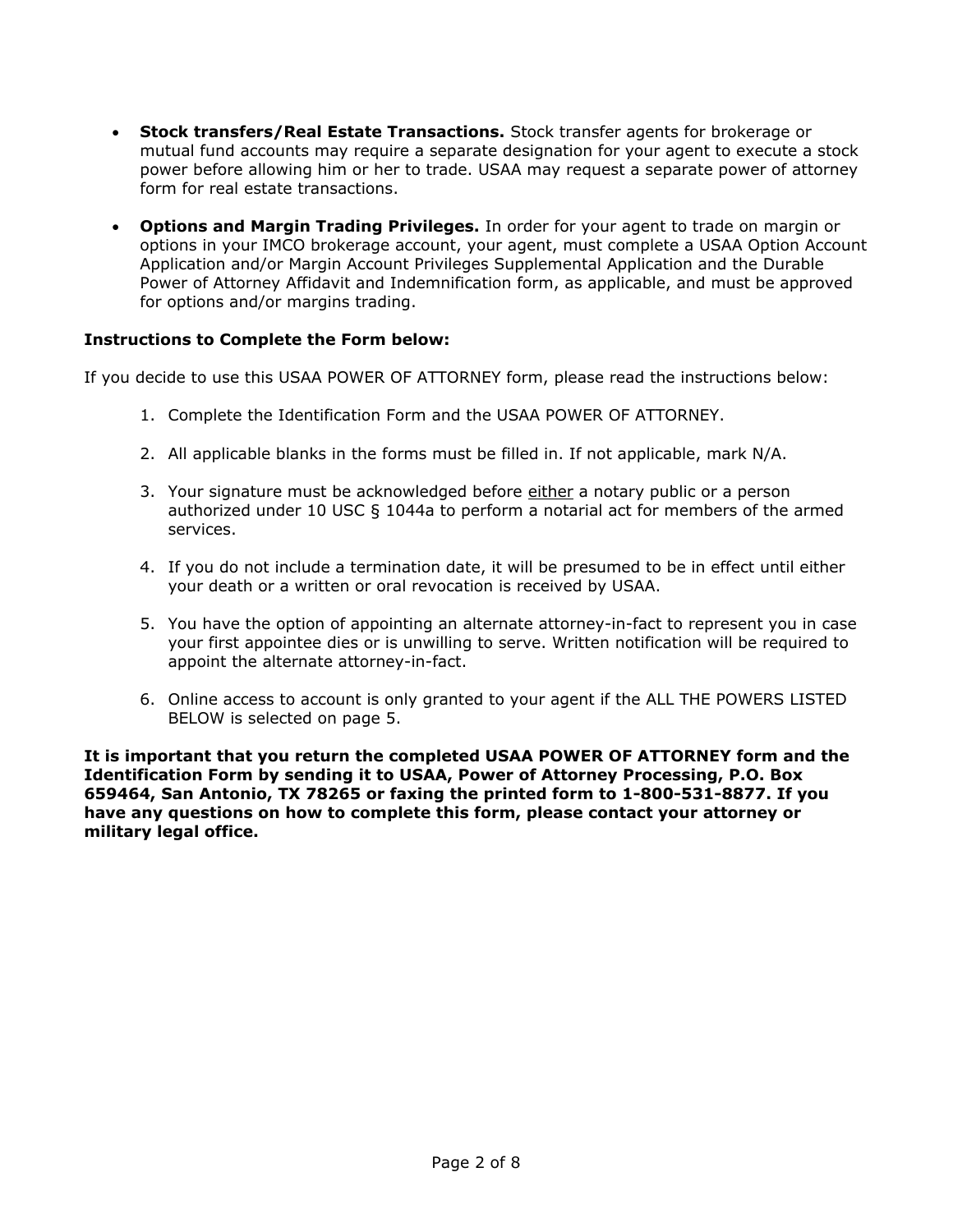- **Stock transfers/Real Estate Transactions.** Stock transfer agents for brokerage or mutual fund accounts may require a separate designation for your agent to execute a stock power before allowing him or her to trade. USAA may request a separate power of attorney form for real estate transactions.

- **Options and Margin Trading Privileges.** In order for your agent to trade on margin or options in your IMCO brokerage account, your agent, must complete a USAA Option Account Application and/or Margin Account Privileges Supplemental Application and the Durable Power of Attorney Affidavit and Indemnification form, as applicable, and must be approved for options and/or margins trading.

**Instructions to Complete the Form below:**

If you decide to use this USAA POWER OF ATTORNEY form, please read the instructions below:

1. Complete the Identification Form and the USAA POWER OF ATTORNEY.

2. All applicable blanks in the forms must be filled in. If not applicable, mark N/A.

3. Your signature must be acknowledged before <u>either</u> a notary public or a person authorized under 10 USC § 1044a to perform a notarial act for members of the armed services.

4. If you do not include a termination date, it will be presumed to be in effect until either your death or a written or oral revocation is received by USAA.

5. You have the option of appointing an alternate attorney-in-fact to represent you in case your first appointee dies or is unwilling to serve. Written notification will be required to appoint the alternate attorney-in-fact.

6. Online access to account is only granted to your agent if the ALL THE POWERS LISTED BELOW is selected on page 5.

**It is important that you return the completed USAA POWER OF ATTORNEY form and the Identification Form by sending it to USAA, Power of Attorney Processing, P.O. Box 659464, San Antonio, TX 78265 or faxing the printed form to 1-800-531-8877. If you have any questions on how to complete this form, please contact your attorney or military legal office.**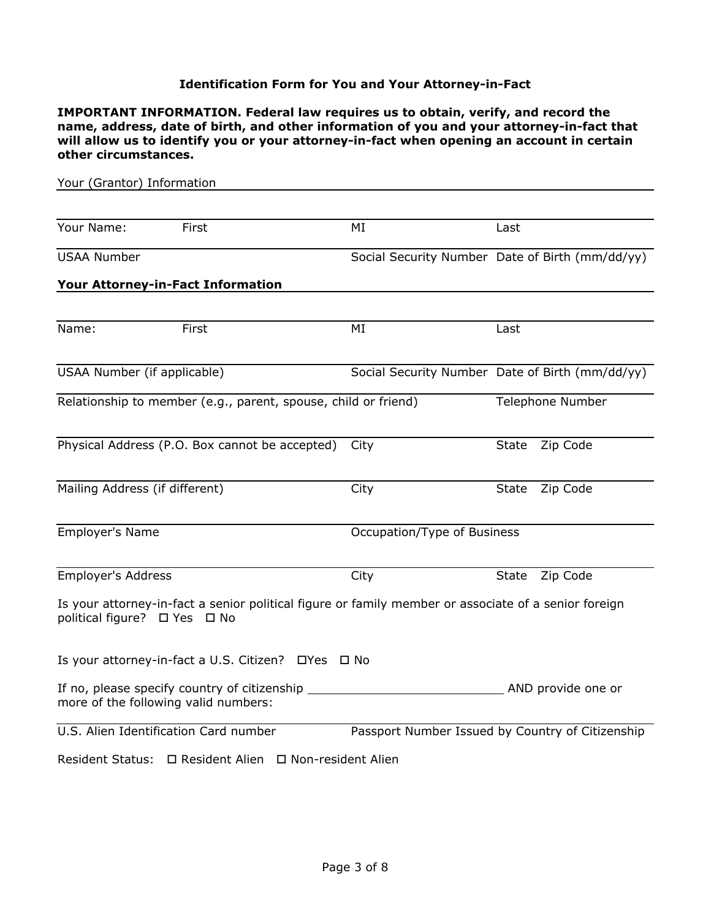## Identification Form for You and Your Attorney-in-Fact

**IMPORTANT INFORMATION. Federal law requires us to obtain, verify, and record the name, address, date of birth, and other information of you and your attorney-in-fact that will allow us to identify you or your attorney-in-fact when opening an account in certain other circumstances.**

Your (Grantor) Information

| Your Name: First | MI | Last |
|---|---|---|

| USAA Number | Social Security Number | Date of Birth (mm/dd/yy) |
|---|---|---|

**Your Attorney-in-Fact Information**

| Name: First | MI | Last |
|---|---|---|

| USAA Number (if applicable) | Social Security Number | Date of Birth (mm/dd/yy) |
|---|---|---|

| Relationship to member (e.g., parent, spouse, child or friend) | Telephone Number |
|---|---|

| Physical Address (P.O. Box cannot be accepted) | City | State | Zip Code |
|---|---|---|---|

| Mailing Address (if different) | City | State | Zip Code |
|---|---|---|---|

| Employer's Name | Occupation/Type of Business |
|---|---|

| Employer's Address | City | State | Zip Code |
|---|---|---|---|

Is your attorney-in-fact a senior political figure or family member or associate of a senior foreign political figure? ☐ Yes ☐ No

Is your attorney-in-fact a U.S. Citizen? ☐Yes ☐ No

If no, please specify country of citizenship ____________________ AND provide one or more of the following valid numbers:

| U.S. Alien Identification Card number | Passport Number Issued by Country of Citizenship |
|---|---|

Resident Status: ☐ Resident Alien ☐ Non-resident Alien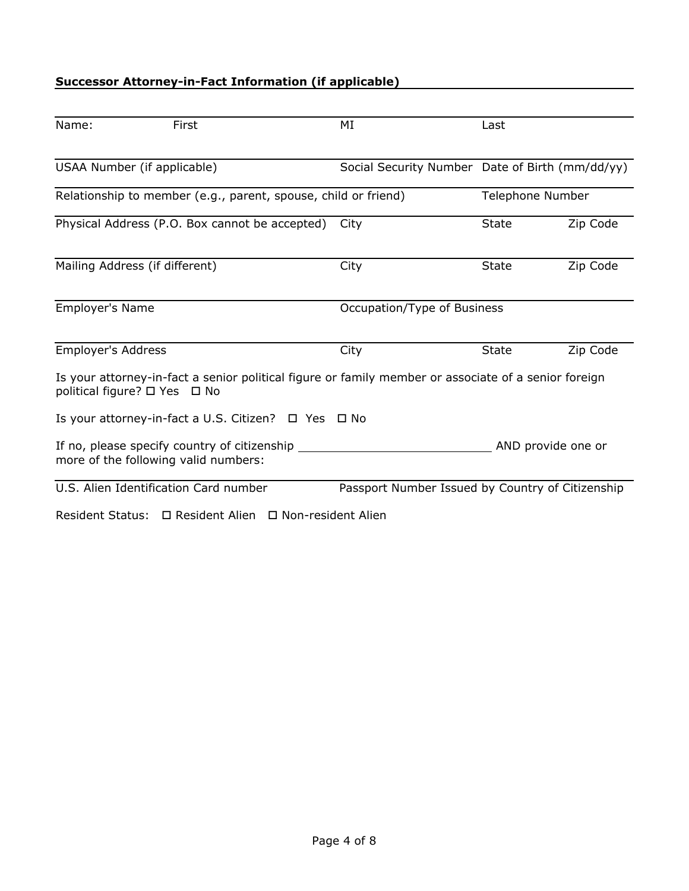**Successor Attorney-in-Fact Information (if applicable)**

| Name: First | MI | Last | |
|---|---|---|---|
| USAA Number (if applicable) | Social Security Number | Date of Birth (mm/dd/yy) | |
| Relationship to member (e.g., parent, spouse, child or friend) | | Telephone Number | |
| Physical Address (P.O. Box cannot be accepted) | City | State | Zip Code |
| Mailing Address (if different) | City | State | Zip Code |
| Employer's Name | Occupation/Type of Business | | |
| Employer's Address | City | State | Zip Code |

Is your attorney-in-fact a senior political figure or family member or associate of a senior foreign political figure? ☐ Yes ☐ No

Is your attorney-in-fact a U.S. Citizen? ☐ Yes ☐ No

If no, please specify country of citizenship ______________________ AND provide one or more of the following valid numbers:

| U.S. Alien Identification Card number | Passport Number Issued by Country of Citizenship |
|---|---|

Resident Status: ☐ Resident Alien ☐ Non-resident Alien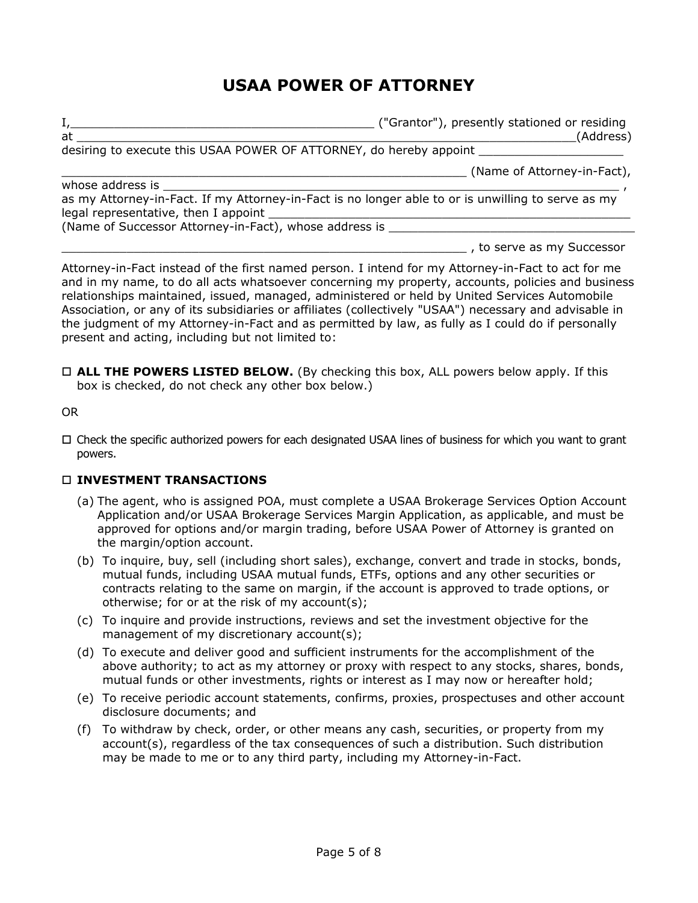# USAA POWER OF ATTORNEY

I,\_\_\_\_\_\_\_\_\_\_\_\_\_\_\_\_\_\_\_\_\_\_\_\_\_\_\_\_\_\_\_\_\_\_\_\_\_\_\_\_\_\_ ("Grantor"), presently stationed or residing at \_\_\_\_\_\_\_\_\_\_\_\_\_\_\_\_\_\_\_\_\_\_\_\_\_\_\_\_\_\_\_\_\_\_\_\_\_\_\_\_\_\_\_\_\_\_\_\_\_\_\_\_\_\_\_\_\_\_\_\_\_\_\_\_\_\_\_\_\_\_(Address) desiring to execute this USAA POWER OF ATTORNEY, do hereby appoint \_\_\_\_\_\_\_\_\_\_\_\_\_\_\_\_\_\_\_\_ \_\_\_\_\_\_\_\_\_\_\_\_\_\_\_\_\_\_\_\_\_\_\_\_\_\_\_\_\_\_\_\_\_\_\_\_\_\_\_\_\_\_\_\_\_\_\_\_\_\_\_\_\_\_\_ (Name of Attorney-in-Fact), whose address is \_\_\_\_\_\_\_\_\_\_\_\_\_\_\_\_\_\_\_\_\_\_\_\_\_\_\_\_\_\_\_\_\_\_\_\_\_\_\_\_\_\_\_\_\_\_\_\_\_\_\_\_\_\_\_\_\_\_\_\_\_\_\_\_\_\_\_\_\_\_ , as my Attorney-in-Fact. If my Attorney-in-Fact is no longer able to or is unwilling to serve as my legal representative, then I appoint \_\_\_\_\_\_\_\_\_\_\_\_\_\_\_\_\_\_\_\_\_\_\_\_\_\_\_\_\_\_\_\_\_\_\_\_\_\_\_\_\_\_\_\_\_\_\_\_\_\_\_\_\_ (Name of Successor Attorney-in-Fact), whose address is \_\_\_\_\_\_\_\_\_\_\_\_\_\_\_\_\_\_\_\_\_\_\_\_\_\_\_\_\_\_\_\_\_\_\_\_\_ \_\_\_\_\_\_\_\_\_\_\_\_\_\_\_\_\_\_\_\_\_\_\_\_\_\_\_\_\_\_\_\_\_\_\_\_\_\_\_\_\_\_\_\_\_\_\_\_\_\_\_\_\_\_\_\_\_\_\_\_\_ , to serve as my Successor Attorney-in-Fact instead of the first named person. I intend for my Attorney-in-Fact to act for me and in my name, to do all acts whatsoever concerning my property, accounts, policies and business relationships maintained, issued, managed, administered or held by United Services Automobile Association, or any of its subsidiaries or affiliates (collectively "USAA") necessary and advisable in the judgment of my Attorney-in-Fact and as permitted by law, as fully as I could do if personally present and acting, including but not limited to:

☐ **ALL THE POWERS LISTED BELOW.** (By checking this box, ALL powers below apply. If this box is checked, do not check any other box below.)

OR

☐ Check the specific authorized powers for each designated USAA lines of business for which you want to grant powers.

### ☐ INVESTMENT TRANSACTIONS

(a) The agent, who is assigned POA, must complete a USAA Brokerage Services Option Account Application and/or USAA Brokerage Services Margin Application, as applicable, and must be approved for options and/or margin trading, before USAA Power of Attorney is granted on the margin/option account.

(b) To inquire, buy, sell (including short sales), exchange, convert and trade in stocks, bonds, mutual funds, including USAA mutual funds, ETFs, options and any other securities or contracts relating to the same on margin, if the account is approved to trade options, or otherwise; for or at the risk of my account(s);

(c) To inquire and provide instructions, reviews and set the investment objective for the management of my discretionary account(s);

(d) To execute and deliver good and sufficient instruments for the accomplishment of the above authority; to act as my attorney or proxy with respect to any stocks, shares, bonds, mutual funds or other investments, rights or interest as I may now or hereafter hold;

(e) To receive periodic account statements, confirms, proxies, prospectuses and other account disclosure documents; and

(f) To withdraw by check, order, or other means any cash, securities, or property from my account(s), regardless of the tax consequences of such a distribution. Such distribution may be made to me or to any third party, including my Attorney-in-Fact.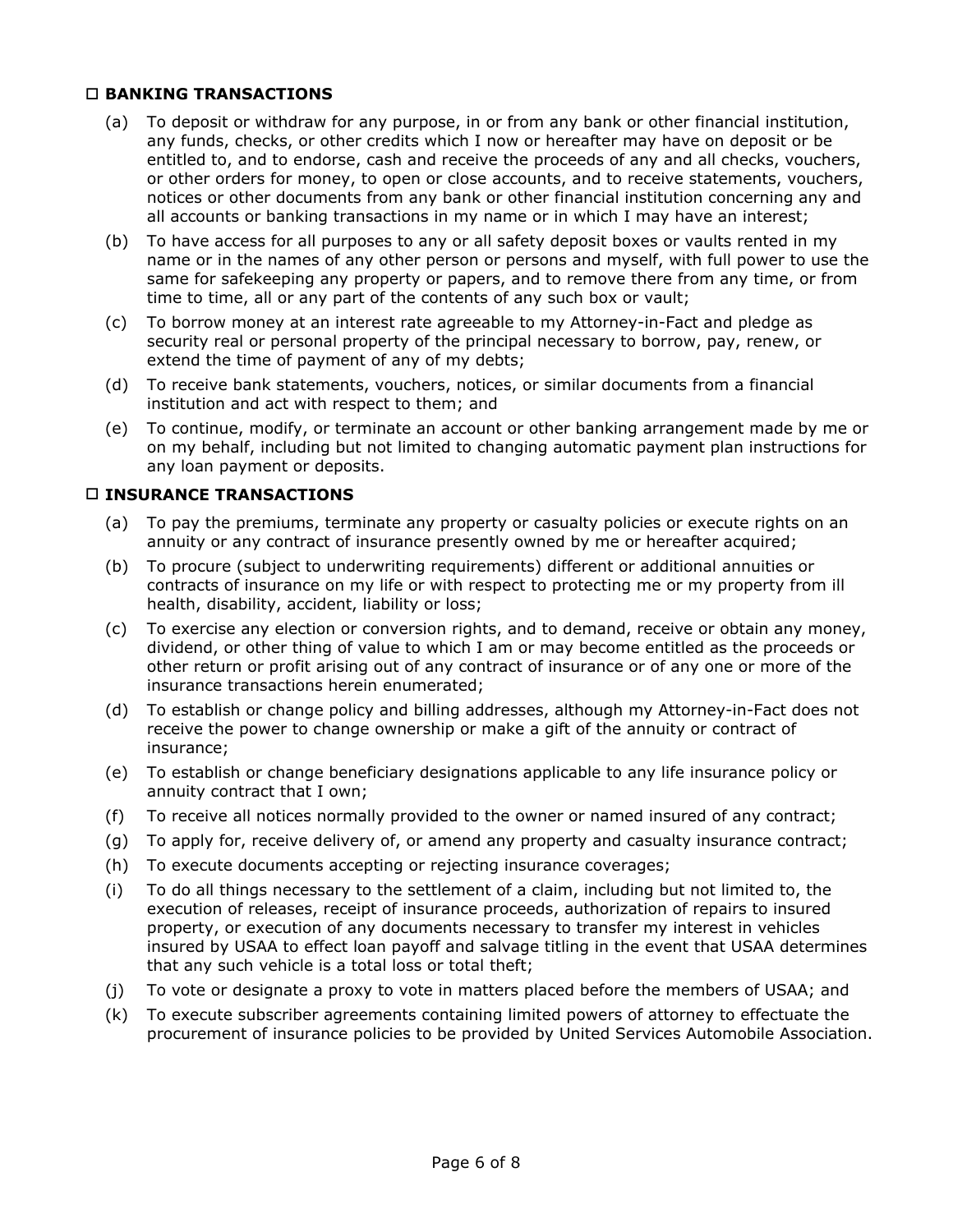### ☐ BANKING TRANSACTIONS

(a) To deposit or withdraw for any purpose, in or from any bank or other financial institution, any funds, checks, or other credits which I now or hereafter may have on deposit or be entitled to, and to endorse, cash and receive the proceeds of any and all checks, vouchers, or other orders for money, to open or close accounts, and to receive statements, vouchers, notices or other documents from any bank or other financial institution concerning any and all accounts or banking transactions in my name or in which I may have an interest;

(b) To have access for all purposes to any or all safety deposit boxes or vaults rented in my name or in the names of any other person or persons and myself, with full power to use the same for safekeeping any property or papers, and to remove there from any time, or from time to time, all or any part of the contents of any such box or vault;

(c) To borrow money at an interest rate agreeable to my Attorney-in-Fact and pledge as security real or personal property of the principal necessary to borrow, pay, renew, or extend the time of payment of any of my debts;

(d) To receive bank statements, vouchers, notices, or similar documents from a financial institution and act with respect to them; and

(e) To continue, modify, or terminate an account or other banking arrangement made by me or on my behalf, including but not limited to changing automatic payment plan instructions for any loan payment or deposits.

### ☐ INSURANCE TRANSACTIONS

(a) To pay the premiums, terminate any property or casualty policies or execute rights on an annuity or any contract of insurance presently owned by me or hereafter acquired;

(b) To procure (subject to underwriting requirements) different or additional annuities or contracts of insurance on my life or with respect to protecting me or my property from ill health, disability, accident, liability or loss;

(c) To exercise any election or conversion rights, and to demand, receive or obtain any money, dividend, or other thing of value to which I am or may become entitled as the proceeds or other return or profit arising out of any contract of insurance or of any one or more of the insurance transactions herein enumerated;

(d) To establish or change policy and billing addresses, although my Attorney-in-Fact does not receive the power to change ownership or make a gift of the annuity or contract of insurance;

(e) To establish or change beneficiary designations applicable to any life insurance policy or annuity contract that I own;

(f) To receive all notices normally provided to the owner or named insured of any contract;

(g) To apply for, receive delivery of, or amend any property and casualty insurance contract;

(h) To execute documents accepting or rejecting insurance coverages;

(i) To do all things necessary to the settlement of a claim, including but not limited to, the execution of releases, receipt of insurance proceeds, authorization of repairs to insured property, or execution of any documents necessary to transfer my interest in vehicles insured by USAA to effect loan payoff and salvage titling in the event that USAA determines that any such vehicle is a total loss or total theft;

(j) To vote or designate a proxy to vote in matters placed before the members of USAA; and

(k) To execute subscriber agreements containing limited powers of attorney to effectuate the procurement of insurance policies to be provided by United Services Automobile Association.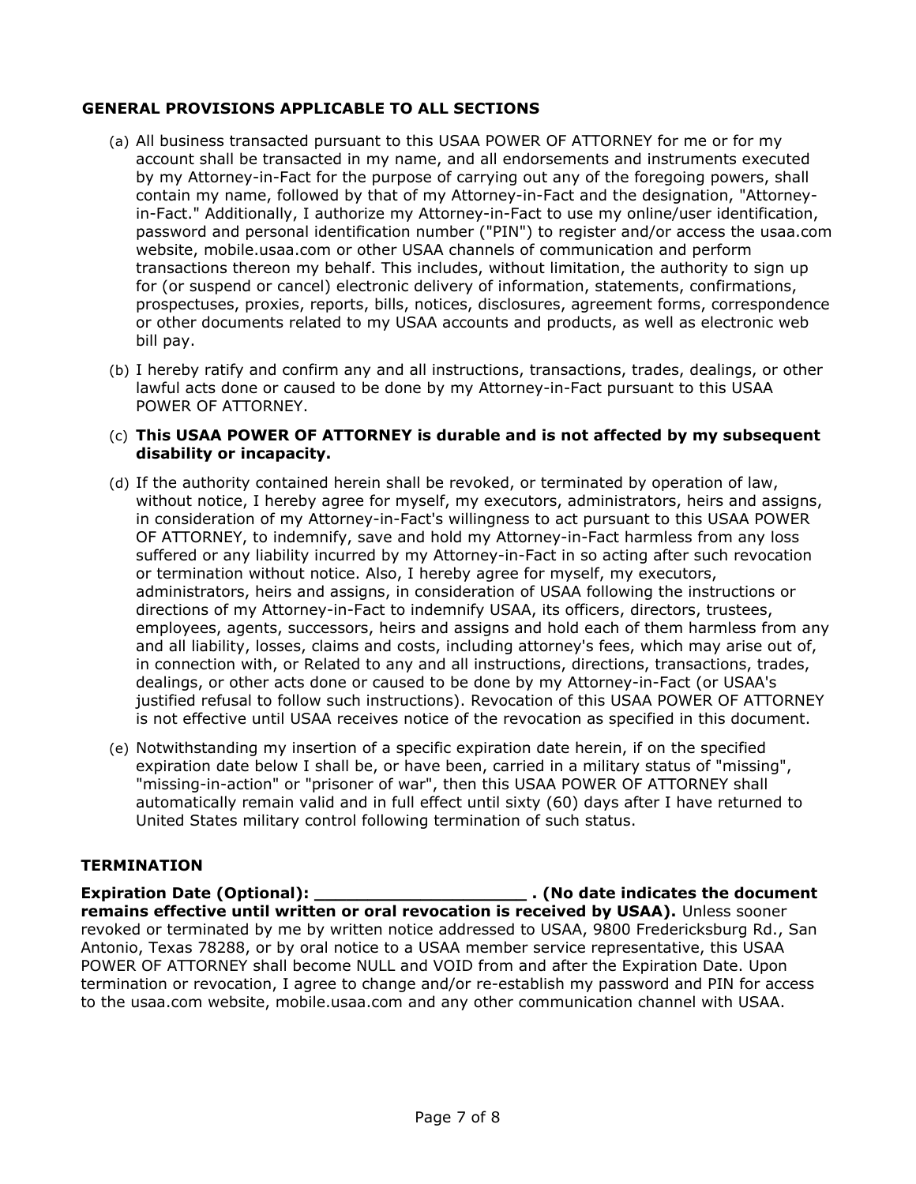## GENERAL PROVISIONS APPLICABLE TO ALL SECTIONS

(a) All business transacted pursuant to this USAA POWER OF ATTORNEY for me or for my account shall be transacted in my name, and all endorsements and instruments executed by my Attorney-in-Fact for the purpose of carrying out any of the foregoing powers, shall contain my name, followed by that of my Attorney-in-Fact and the designation, "Attorney-in-Fact." Additionally, I authorize my Attorney-in-Fact to use my online/user identification, password and personal identification number ("PIN") to register and/or access the usaa.com website, mobile.usaa.com or other USAA channels of communication and perform transactions thereon my behalf. This includes, without limitation, the authority to sign up for (or suspend or cancel) electronic delivery of information, statements, confirmations, prospectuses, proxies, reports, bills, notices, disclosures, agreement forms, correspondence or other documents related to my USAA accounts and products, as well as electronic web bill pay.

(b) I hereby ratify and confirm any and all instructions, transactions, trades, dealings, or other lawful acts done or caused to be done by my Attorney-in-Fact pursuant to this USAA POWER OF ATTORNEY.

(c) **This USAA POWER OF ATTORNEY is durable and is not affected by my subsequent disability or incapacity.**

(d) If the authority contained herein shall be revoked, or terminated by operation of law, without notice, I hereby agree for myself, my executors, administrators, heirs and assigns, in consideration of my Attorney-in-Fact's willingness to act pursuant to this USAA POWER OF ATTORNEY, to indemnify, save and hold my Attorney-in-Fact harmless from any loss suffered or any liability incurred by my Attorney-in-Fact in so acting after such revocation or termination without notice. Also, I hereby agree for myself, my executors, administrators, heirs and assigns, in consideration of USAA following the instructions or directions of my Attorney-in-Fact to indemnify USAA, its officers, directors, trustees, employees, agents, successors, heirs and assigns and hold each of them harmless from any and all liability, losses, claims and costs, including attorney's fees, which may arise out of, in connection with, or Related to any and all instructions, directions, transactions, trades, dealings, or other acts done or caused to be done by my Attorney-in-Fact (or USAA's justified refusal to follow such instructions). Revocation of this USAA POWER OF ATTORNEY is not effective until USAA receives notice of the revocation as specified in this document.

(e) Notwithstanding my insertion of a specific expiration date herein, if on the specified expiration date below I shall be, or have been, carried in a military status of "missing", "missing-in-action" or "prisoner of war", then this USAA POWER OF ATTORNEY shall automatically remain valid and in full effect until sixty (60) days after I have returned to United States military control following termination of such status.

## TERMINATION

**Expiration Date (Optional): _____________________ . (No date indicates the document remains effective until written or oral revocation is received by USAA).** Unless sooner revoked or terminated by me by written notice addressed to USAA, 9800 Fredericksburg Rd., San Antonio, Texas 78288, or by oral notice to a USAA member service representative, this USAA POWER OF ATTORNEY shall become NULL and VOID from and after the Expiration Date. Upon termination or revocation, I agree to change and/or re-establish my password and PIN for access to the usaa.com website, mobile.usaa.com and any other communication channel with USAA.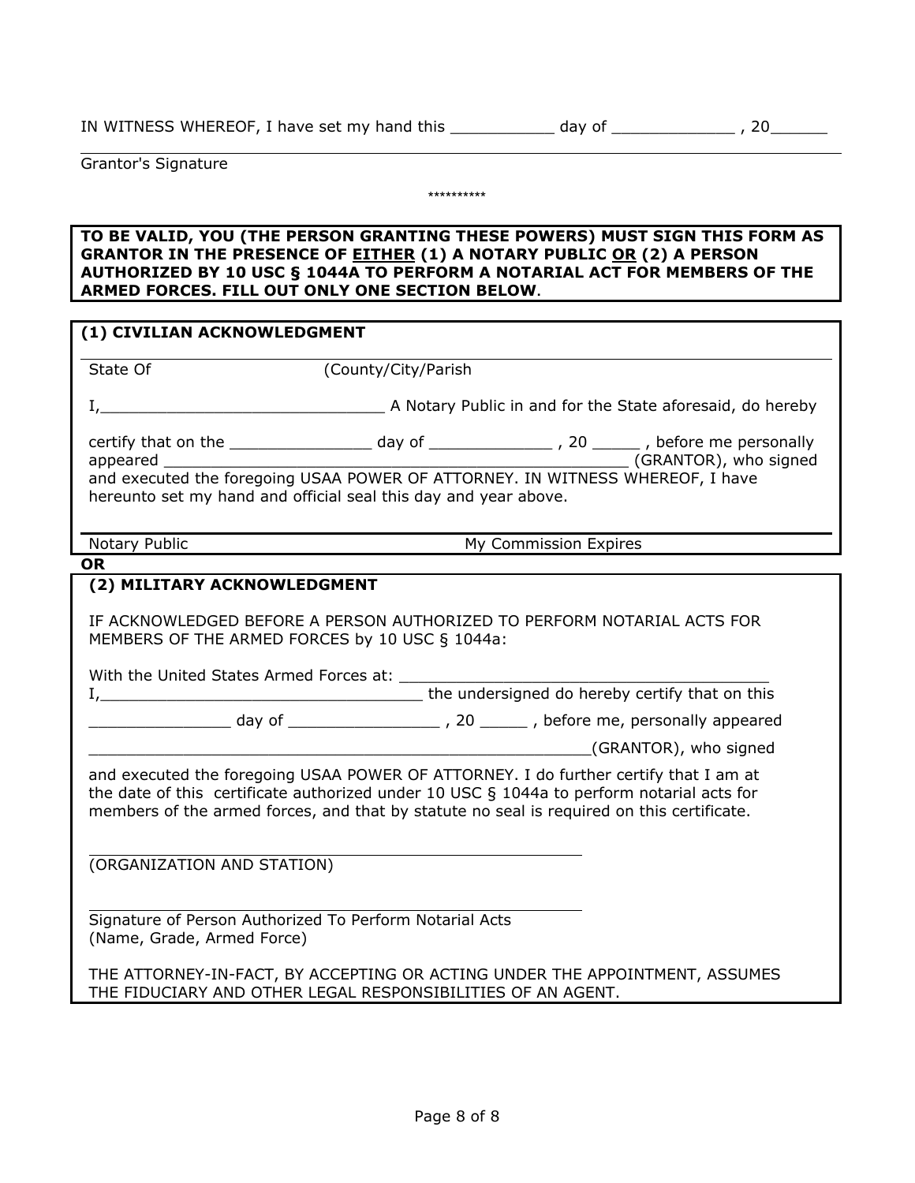IN WITNESS WHEREOF, I have set my hand this ___________ day of _____________ , 20______

Grantor's Signature

**********

**TO BE VALID, YOU (THE PERSON GRANTING THESE POWERS) MUST SIGN THIS FORM AS GRANTOR IN THE PRESENCE OF EITHER (1) A NOTARY PUBLIC OR (2) A PERSON AUTHORIZED BY 10 USC § 1044A TO PERFORM A NOTARIAL ACT FOR MEMBERS OF THE ARMED FORCES. FILL OUT ONLY ONE SECTION BELOW**.

**(1) CIVILIAN ACKNOWLEDGMENT**

State Of (County/City/Parish

I,______________________________ A Notary Public in and for the State aforesaid, do hereby

certify that on the _______________ day of _____________ , 20 _____ , before me personally appeared ______________________________________________ (GRANTOR), who signed and executed the foregoing USAA POWER OF ATTORNEY. IN WITNESS WHEREOF, I have hereunto set my hand and official seal this day and year above.

Notary Public My Commission Expires

**OR**

**(2) MILITARY ACKNOWLEDGMENT**

IF ACKNOWLEDGED BEFORE A PERSON AUTHORIZED TO PERFORM NOTARIAL ACTS FOR MEMBERS OF THE ARMED FORCES by 10 USC § 1044a:

With the United States Armed Forces at: ______________________________________

I,__________________________________ the undersigned do hereby certify that on this

_______________ day of ________________ , 20 _____ , before me, personally appeared

______________________________________________________(GRANTOR), who signed

and executed the foregoing USAA POWER OF ATTORNEY. I do further certify that I am at the date of this certificate authorized under 10 USC § 1044a to perform notarial acts for members of the armed forces, and that by statute no seal is required on this certificate.

(ORGANIZATION AND STATION)

Signature of Person Authorized To Perform Notarial Acts
(Name, Grade, Armed Force)

THE ATTORNEY-IN-FACT, BY ACCEPTING OR ACTING UNDER THE APPOINTMENT, ASSUMES THE FIDUCIARY AND OTHER LEGAL RESPONSIBILITIES OF AN AGENT.